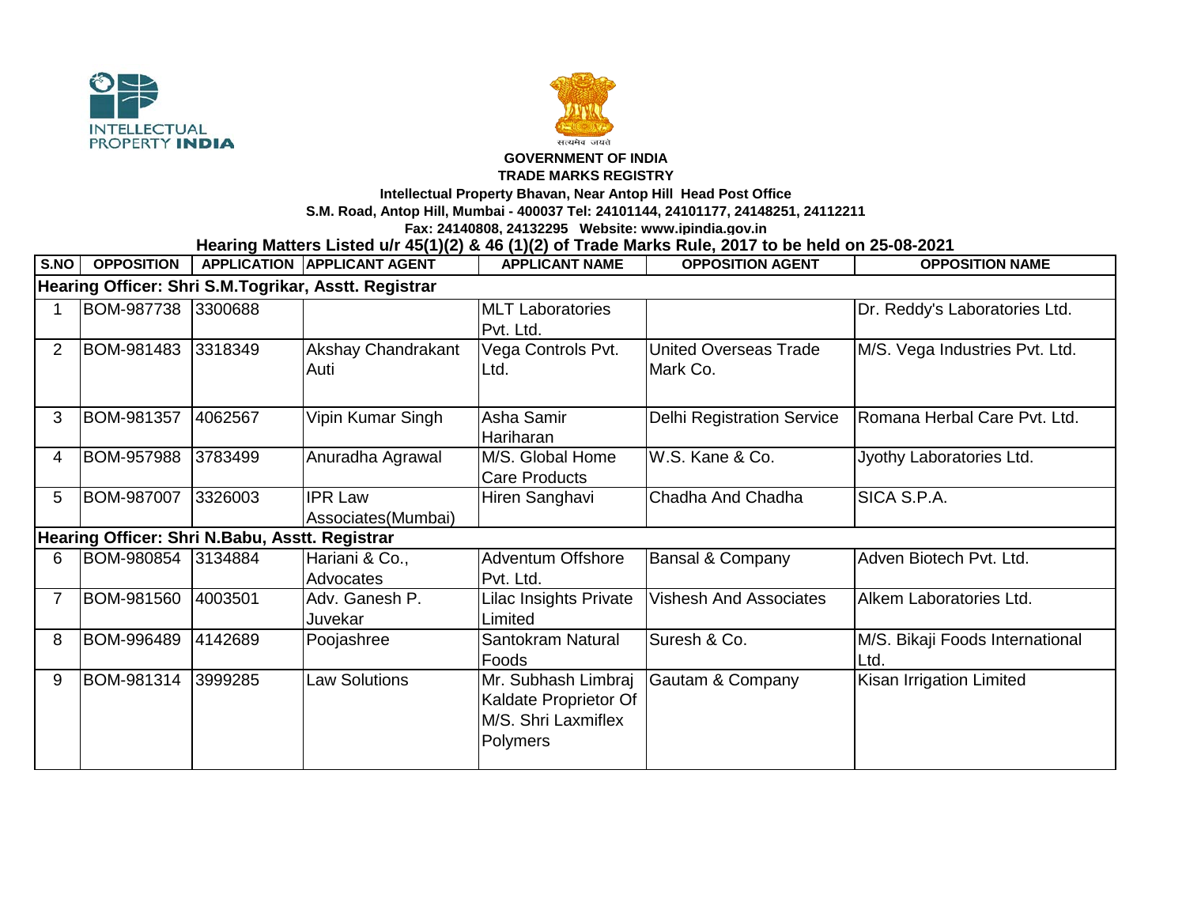INTELLECTUAL PROPERTY INDIA

सत्यमेव जयते

**GOVERNMENT OF INDIA**
**TRADE MARKS REGISTRY**
**Intellectual Property Bhavan, Near Antop Hill Head Post Office**
**S.M. Road, Antop Hill, Mumbai - 400037 Tel: 24101144, 24101177, 24148251, 24112211**
**Fax: 24140808, 24132295 Website: www.ipindia.gov.in**

**Hearing Matters Listed u/r 45(1)(2) & 46 (1)(2) of Trade Marks Rule, 2017 to be held on 25-08-2021**

| S.NO | OPPOSITION | APPLICATION | APPLICANT AGENT | APPLICANT NAME | OPPOSITION AGENT | OPPOSITION NAME |
|---|---|---|---|---|---|---|
| **Hearing Officer: Shri S.M.Togrikar, Asstt. Registrar** | | | | | | |
| 1 | BOM-987738 | 3300688 | | MLT Laboratories Pvt. Ltd. | | Dr. Reddy's Laboratories Ltd. |
| 2 | BOM-981483 | 3318349 | Akshay Chandrakant Auti | Vega Controls Pvt. Ltd. | United Overseas Trade Mark Co. | M/S. Vega Industries Pvt. Ltd. |
| 3 | BOM-981357 | 4062567 | Vipin Kumar Singh | Asha Samir Hariharan | Delhi Registration Service | Romana Herbal Care Pvt. Ltd. |
| 4 | BOM-957988 | 3783499 | Anuradha Agrawal | M/S. Global Home Care Products | W.S. Kane & Co. | Jyothy Laboratories Ltd. |
| 5 | BOM-987007 | 3326003 | IPR Law Associates(Mumbai) | Hiren Sanghavi | Chadha And Chadha | SICA S.P.A. |
| **Hearing Officer: Shri N.Babu, Asstt. Registrar** | | | | | | |
| 6 | BOM-980854 | 3134884 | Hariani & Co., Advocates | Adventum Offshore Pvt. Ltd. | Bansal & Company | Adven Biotech Pvt. Ltd. |
| 7 | BOM-981560 | 4003501 | Adv. Ganesh P. Juvekar | Lilac Insights Private Limited | Vishesh And Associates | Alkem Laboratories Ltd. |
| 8 | BOM-996489 | 4142689 | Poojashree | Santokram Natural Foods | Suresh & Co. | M/S. Bikaji Foods International Ltd. |
| 9 | BOM-981314 | 3999285 | Law Solutions | Mr. Subhash Limbraj Kaldate Proprietor Of M/S. Shri Laxmiflex Polymers | Gautam & Company | Kisan Irrigation Limited |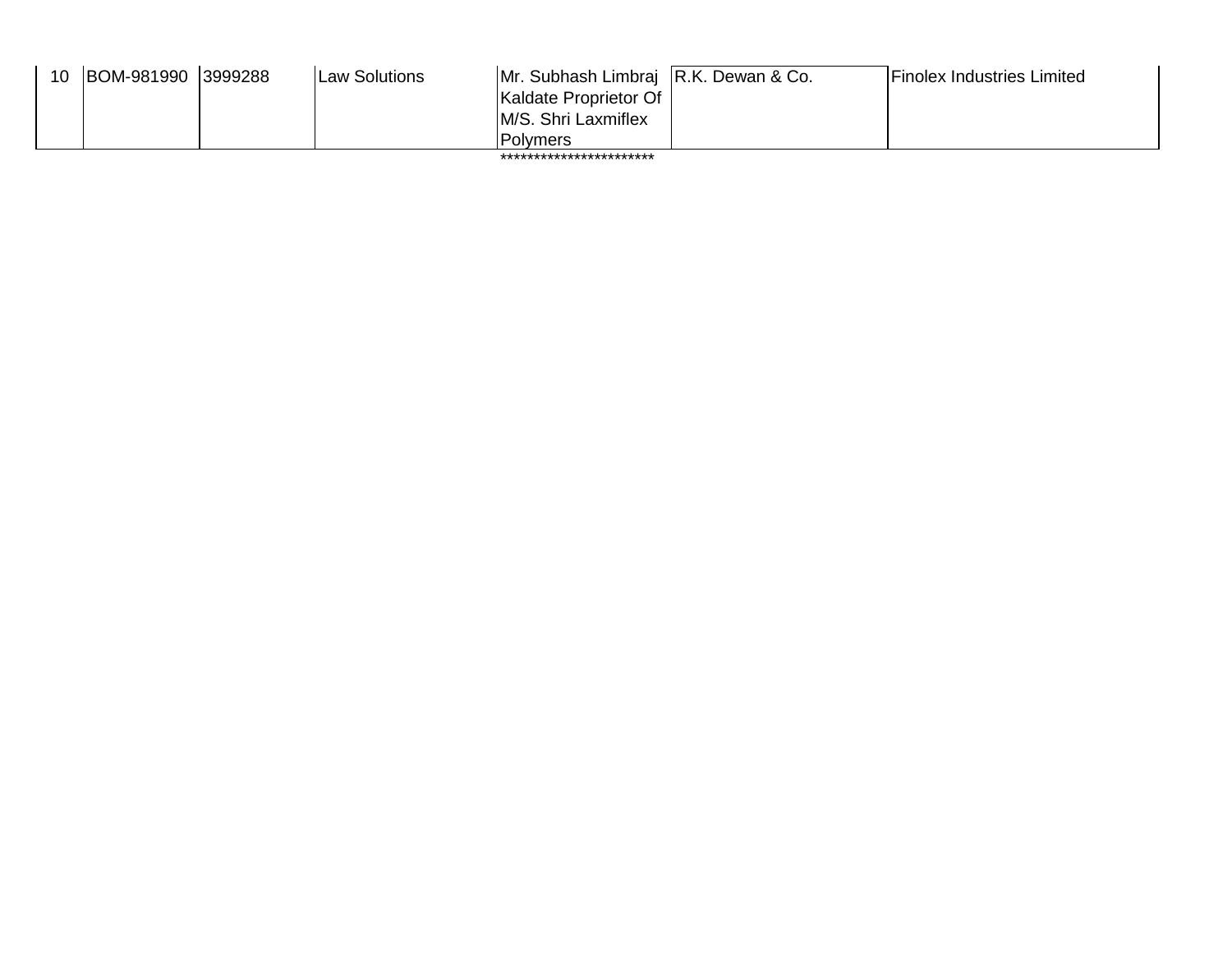| | | | | | | |
|---|---|---|---|---|---|---|
| 10 | BOM-981990 | 3999288 | Law Solutions | Mr. Subhash Limbraj Kaldate Proprietor Of M/S. Shri Laxmiflex Polymers | R.K. Dewan & Co. | Finolex Industries Limited |

***********************